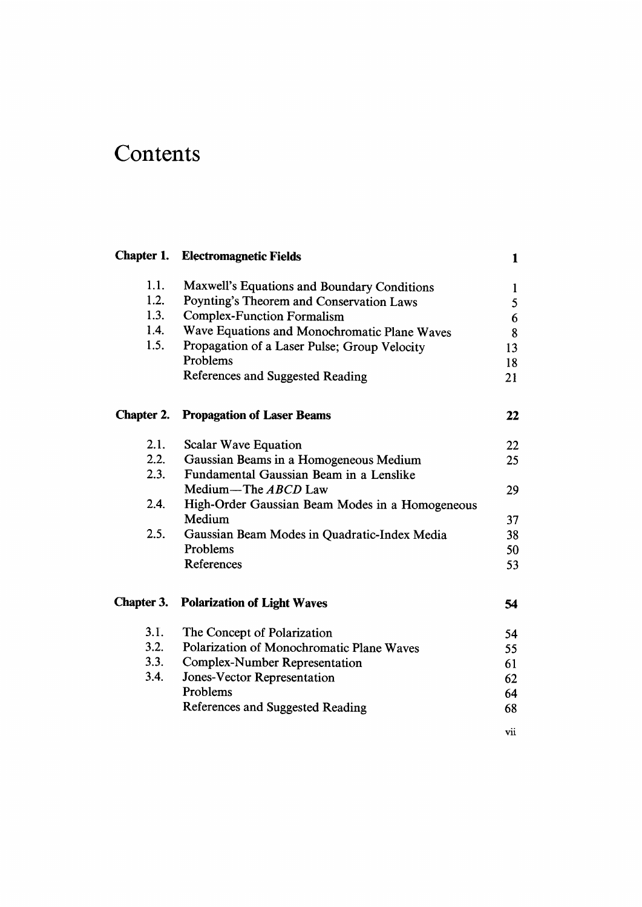# Contents

| | | |
|---|---|---|
| **Chapter 1.** | **Electromagnetic Fields** | **1** |
| 1.1. | Maxwell's Equations and Boundary Conditions | 1 |
| 1.2. | Poynting's Theorem and Conservation Laws | 5 |
| 1.3. | Complex-Function Formalism | 6 |
| 1.4. | Wave Equations and Monochromatic Plane Waves | 8 |
| 1.5. | Propagation of a Laser Pulse; Group Velocity | 13 |
| | Problems | 18 |
| | References and Suggested Reading | 21 |
| **Chapter 2.** | **Propagation of Laser Beams** | **22** |
| 2.1. | Scalar Wave Equation | 22 |
| 2.2. | Gaussian Beams in a Homogeneous Medium | 25 |
| 2.3. | Fundamental Gaussian Beam in a Lenslike Medium—The *ABCD* Law | 29 |
| 2.4. | High-Order Gaussian Beam Modes in a Homogeneous Medium | 37 |
| 2.5. | Gaussian Beam Modes in Quadratic-Index Media | 38 |
| | Problems | 50 |
| | References | 53 |
| **Chapter 3.** | **Polarization of Light Waves** | **54** |
| 3.1. | The Concept of Polarization | 54 |
| 3.2. | Polarization of Monochromatic Plane Waves | 55 |
| 3.3. | Complex-Number Representation | 61 |
| 3.4. | Jones-Vector Representation | 62 |
| | Problems | 64 |
| | References and Suggested Reading | 68 |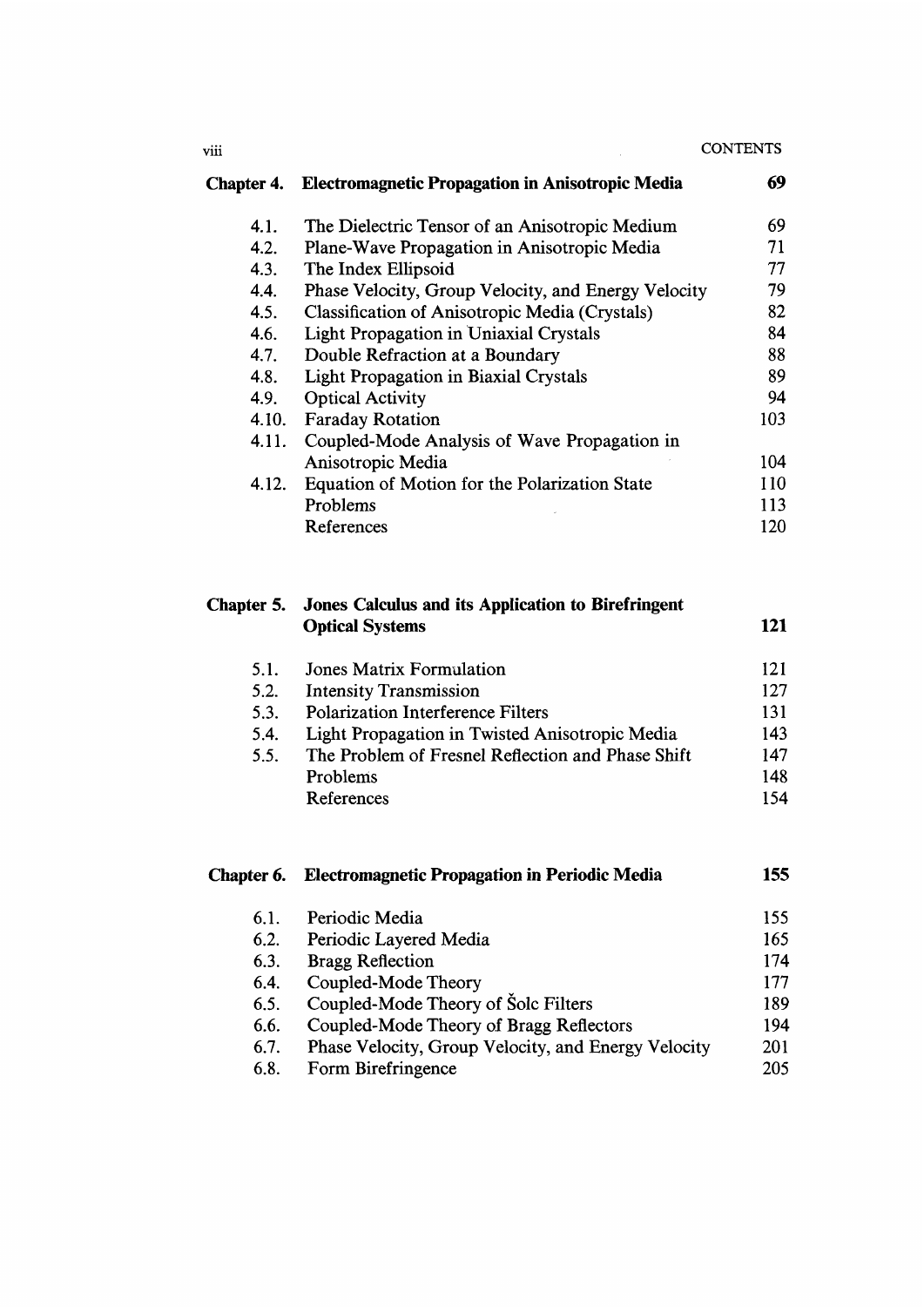| Chapter 4. | **Electromagnetic Propagation in Anisotropic Media** | **69** |
|---|---|---|
| 4.1. | The Dielectric Tensor of an Anisotropic Medium | 69 |
| 4.2. | Plane-Wave Propagation in Anisotropic Media | 71 |
| 4.3. | The Index Ellipsoid | 77 |
| 4.4. | Phase Velocity, Group Velocity, and Energy Velocity | 79 |
| 4.5. | Classification of Anisotropic Media (Crystals) | 82 |
| 4.6. | Light Propagation in Uniaxial Crystals | 84 |
| 4.7. | Double Refraction at a Boundary | 88 |
| 4.8. | Light Propagation in Biaxial Crystals | 89 |
| 4.9. | Optical Activity | 94 |
| 4.10. | Faraday Rotation | 103 |
| 4.11. | Coupled-Mode Analysis of Wave Propagation in Anisotropic Media | 104 |
| 4.12. | Equation of Motion for the Polarization State | 110 |
| | Problems | 113 |
| | References | 120 |

| Chapter 5. | **Jones Calculus and its Application to Birefringent Optical Systems** | **121** |
|---|---|---|
| 5.1. | Jones Matrix Formulation | 121 |
| 5.2. | Intensity Transmission | 127 |
| 5.3. | Polarization Interference Filters | 131 |
| 5.4. | Light Propagation in Twisted Anisotropic Media | 143 |
| 5.5. | The Problem of Fresnel Reflection and Phase Shift | 147 |
| | Problems | 148 |
| | References | 154 |

| Chapter 6. | **Electromagnetic Propagation in Periodic Media** | **155** |
|---|---|---|
| 6.1. | Periodic Media | 155 |
| 6.2. | Periodic Layered Media | 165 |
| 6.3. | Bragg Reflection | 174 |
| 6.4. | Coupled-Mode Theory | 177 |
| 6.5. | Coupled-Mode Theory of Šolc Filters | 189 |
| 6.6. | Coupled-Mode Theory of Bragg Reflectors | 194 |
| 6.7. | Phase Velocity, Group Velocity, and Energy Velocity | 201 |
| 6.8. | Form Birefringence | 205 |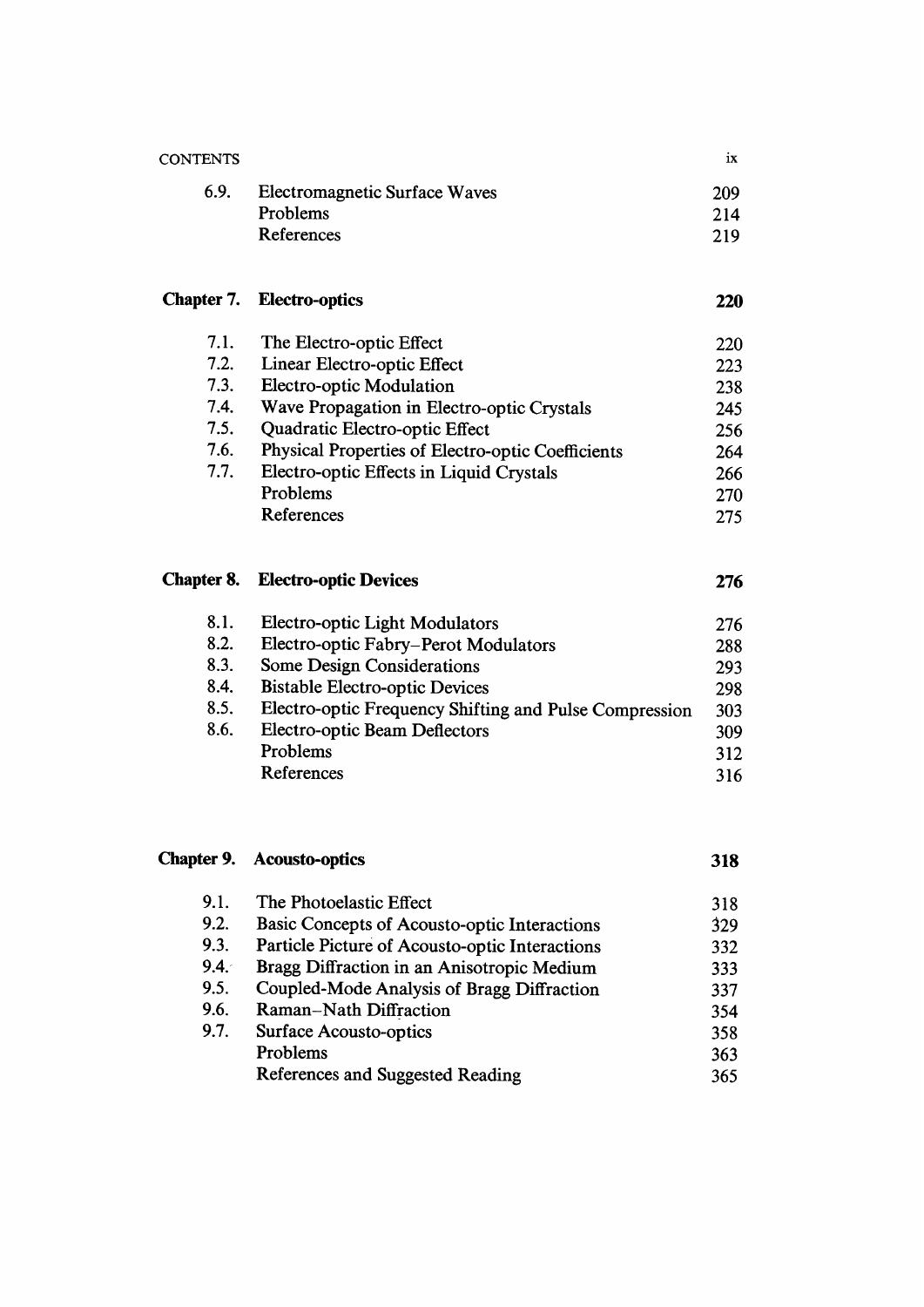| | | |
|---|---|---|
| 6.9. | Electromagnetic Surface Waves | 209 |
| | Problems | 214 |
| | References | 219 |

| | | |
|---|---|---|
| **Chapter 7.** | **Electro-optics** | **220** |
| 7.1. | The Electro-optic Effect | 220 |
| 7.2. | Linear Electro-optic Effect | 223 |
| 7.3. | Electro-optic Modulation | 238 |
| 7.4. | Wave Propagation in Electro-optic Crystals | 245 |
| 7.5. | Quadratic Electro-optic Effect | 256 |
| 7.6. | Physical Properties of Electro-optic Coefficients | 264 |
| 7.7. | Electro-optic Effects in Liquid Crystals | 266 |
| | Problems | 270 |
| | References | 275 |

| | | |
|---|---|---|
| **Chapter 8.** | **Electro-optic Devices** | **276** |
| 8.1. | Electro-optic Light Modulators | 276 |
| 8.2. | Electro-optic Fabry–Perot Modulators | 288 |
| 8.3. | Some Design Considerations | 293 |
| 8.4. | Bistable Electro-optic Devices | 298 |
| 8.5. | Electro-optic Frequency Shifting and Pulse Compression | 303 |
| 8.6. | Electro-optic Beam Deflectors | 309 |
| | Problems | 312 |
| | References | 316 |

| | | |
|---|---|---|
| **Chapter 9.** | **Acousto-optics** | **318** |
| 9.1. | The Photoelastic Effect | 318 |
| 9.2. | Basic Concepts of Acousto-optic Interactions | 329 |
| 9.3. | Particle Picture of Acousto-optic Interactions | 332 |
| 9.4. | Bragg Diffraction in an Anisotropic Medium | 333 |
| 9.5. | Coupled-Mode Analysis of Bragg Diffraction | 337 |
| 9.6. | Raman–Nath Diffraction | 354 |
| 9.7. | Surface Acousto-optics | 358 |
| | Problems | 363 |
| | References and Suggested Reading | 365 |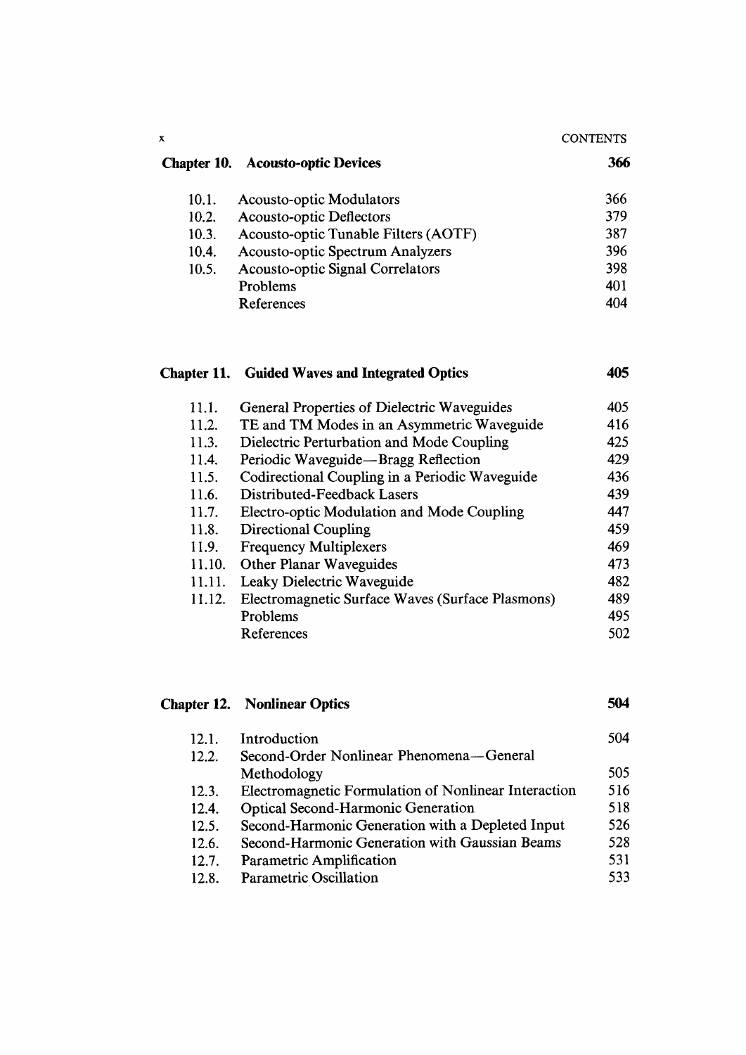## Chapter 10. Acousto-optic Devices — 366

| | | |
|---|---|---|
| 10.1. | Acousto-optic Modulators | 366 |
| 10.2. | Acousto-optic Deflectors | 379 |
| 10.3. | Acousto-optic Tunable Filters (AOTF) | 387 |
| 10.4. | Acousto-optic Spectrum Analyzers | 396 |
| 10.5. | Acousto-optic Signal Correlators | 398 |
| | Problems | 401 |
| | References | 404 |

## Chapter 11. Guided Waves and Integrated Optics — 405

| | | |
|---|---|---|
| 11.1. | General Properties of Dielectric Waveguides | 405 |
| 11.2. | TE and TM Modes in an Asymmetric Waveguide | 416 |
| 11.3. | Dielectric Perturbation and Mode Coupling | 425 |
| 11.4. | Periodic Waveguide—Bragg Reflection | 429 |
| 11.5. | Codirectional Coupling in a Periodic Waveguide | 436 |
| 11.6. | Distributed-Feedback Lasers | 439 |
| 11.7. | Electro-optic Modulation and Mode Coupling | 447 |
| 11.8. | Directional Coupling | 459 |
| 11.9. | Frequency Multiplexers | 469 |
| 11.10. | Other Planar Waveguides | 473 |
| 11.11. | Leaky Dielectric Waveguide | 482 |
| 11.12. | Electromagnetic Surface Waves (Surface Plasmons) | 489 |
| | Problems | 495 |
| | References | 502 |

## Chapter 12. Nonlinear Optics — 504

| | | |
|---|---|---|
| 12.1. | Introduction | 504 |
| 12.2. | Second-Order Nonlinear Phenomena—General Methodology | 505 |
| 12.3. | Electromagnetic Formulation of Nonlinear Interaction | 516 |
| 12.4. | Optical Second-Harmonic Generation | 518 |
| 12.5. | Second-Harmonic Generation with a Depleted Input | 526 |
| 12.6. | Second-Harmonic Generation with Gaussian Beams | 528 |
| 12.7. | Parametric Amplification | 531 |
| 12.8. | Parametric Oscillation | 533 |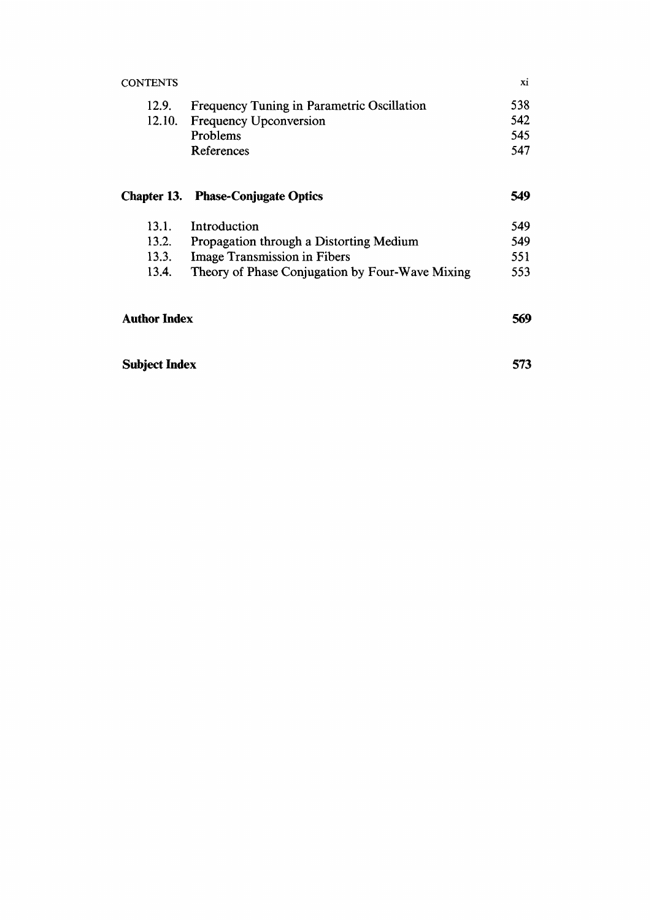| | | |
|---|---|---|
| 12.9. | Frequency Tuning in Parametric Oscillation | 538 |
| 12.10. | Frequency Upconversion | 542 |
| | Problems | 545 |
| | References | 547 |

**Chapter 13. Phase-Conjugate Optics** **549**

| | | |
|---|---|---|
| 13.1. | Introduction | 549 |
| 13.2. | Propagation through a Distorting Medium | 549 |
| 13.3. | Image Transmission in Fibers | 551 |
| 13.4. | Theory of Phase Conjugation by Four-Wave Mixing | 553 |

**Author Index** **569**

**Subject Index** **573**